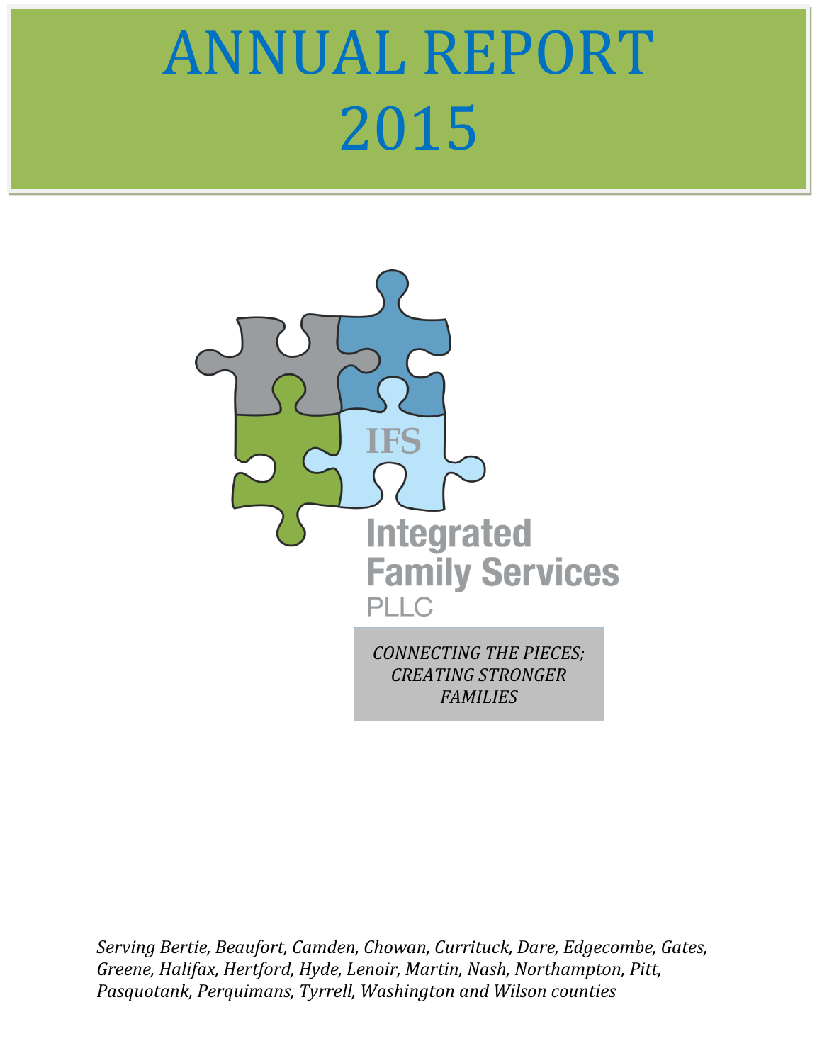# ANNUAL REPORT 2015

IFS

Integrated Family Services PLLC

*CONNECTING THE PIECES; CREATING STRONGER FAMILIES*

*Serving Bertie, Beaufort, Camden, Chowan, Currituck, Dare, Edgecombe, Gates, Greene, Halifax, Hertford, Hyde, Lenoir, Martin, Nash, Northampton, Pitt, Pasquotank, Perquimans, Tyrrell, Washington and Wilson counties*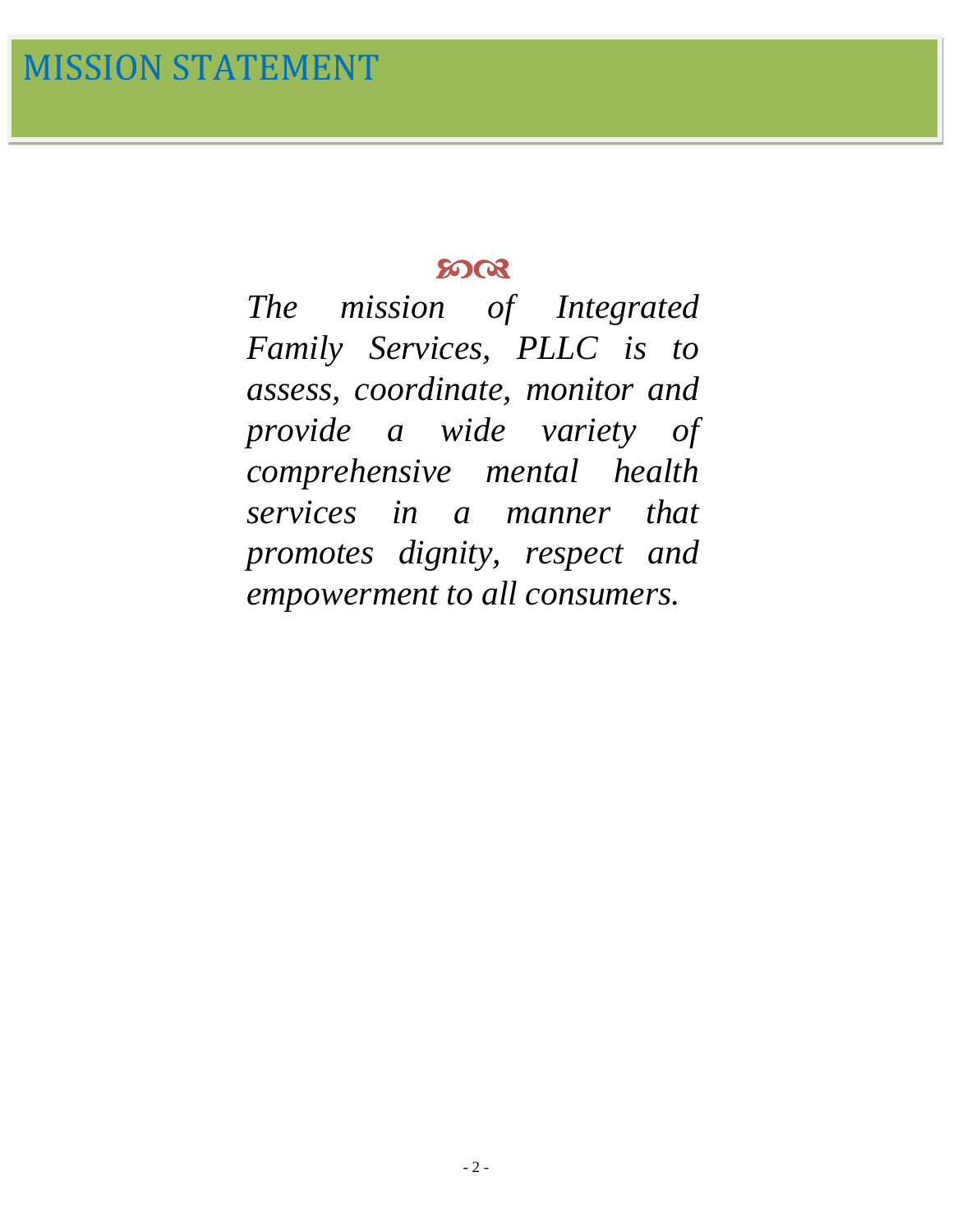# MISSION STATEMENT

*The mission of Integrated Family Services, PLLC is to assess, coordinate, monitor and provide a wide variety of comprehensive mental health services in a manner that promotes dignity, respect and empowerment to all consumers.*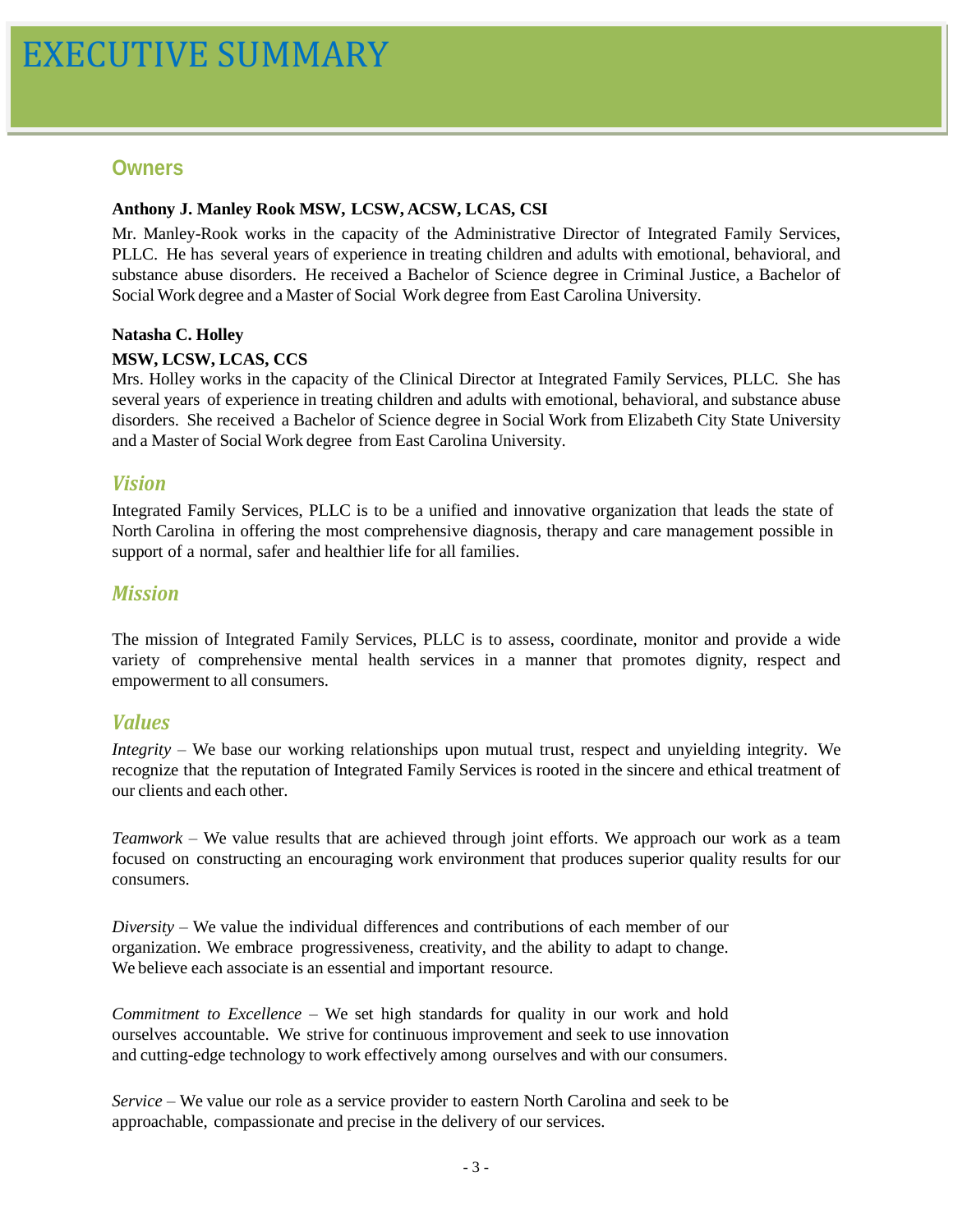# EXECUTIVE SUMMARY

## Owners

**Anthony J. Manley Rook MSW, LCSW, ACSW, LCAS, CSI**

Mr. Manley-Rook works in the capacity of the Administrative Director of Integrated Family Services, PLLC. He has several years of experience in treating children and adults with emotional, behavioral, and substance abuse disorders. He received a Bachelor of Science degree in Criminal Justice, a Bachelor of Social Work degree and a Master of Social Work degree from East Carolina University.

**Natasha C. Holley**

**MSW, LCSW, LCAS, CCS**

Mrs. Holley works in the capacity of the Clinical Director at Integrated Family Services, PLLC. She has several years of experience in treating children and adults with emotional, behavioral, and substance abuse disorders. She received a Bachelor of Science degree in Social Work from Elizabeth City State University and a Master of Social Work degree from East Carolina University.

## *Vision*

Integrated Family Services, PLLC is to be a unified and innovative organization that leads the state of North Carolina in offering the most comprehensive diagnosis, therapy and care management possible in support of a normal, safer and healthier life for all families.

## *Mission*

The mission of Integrated Family Services, PLLC is to assess, coordinate, monitor and provide a wide variety of comprehensive mental health services in a manner that promotes dignity, respect and empowerment to all consumers.

## *Values*

*Integrity* – We base our working relationships upon mutual trust, respect and unyielding integrity. We recognize that the reputation of Integrated Family Services is rooted in the sincere and ethical treatment of our clients and each other.

*Teamwork* – We value results that are achieved through joint efforts. We approach our work as a team focused on constructing an encouraging work environment that produces superior quality results for our consumers.

*Diversity* – We value the individual differences and contributions of each member of our organization. We embrace progressiveness, creativity, and the ability to adapt to change. We believe each associate is an essential and important resource.

*Commitment to Excellence* – We set high standards for quality in our work and hold ourselves accountable. We strive for continuous improvement and seek to use innovation and cutting-edge technology to work effectively among ourselves and with our consumers.

*Service* – We value our role as a service provider to eastern North Carolina and seek to be approachable, compassionate and precise in the delivery of our services.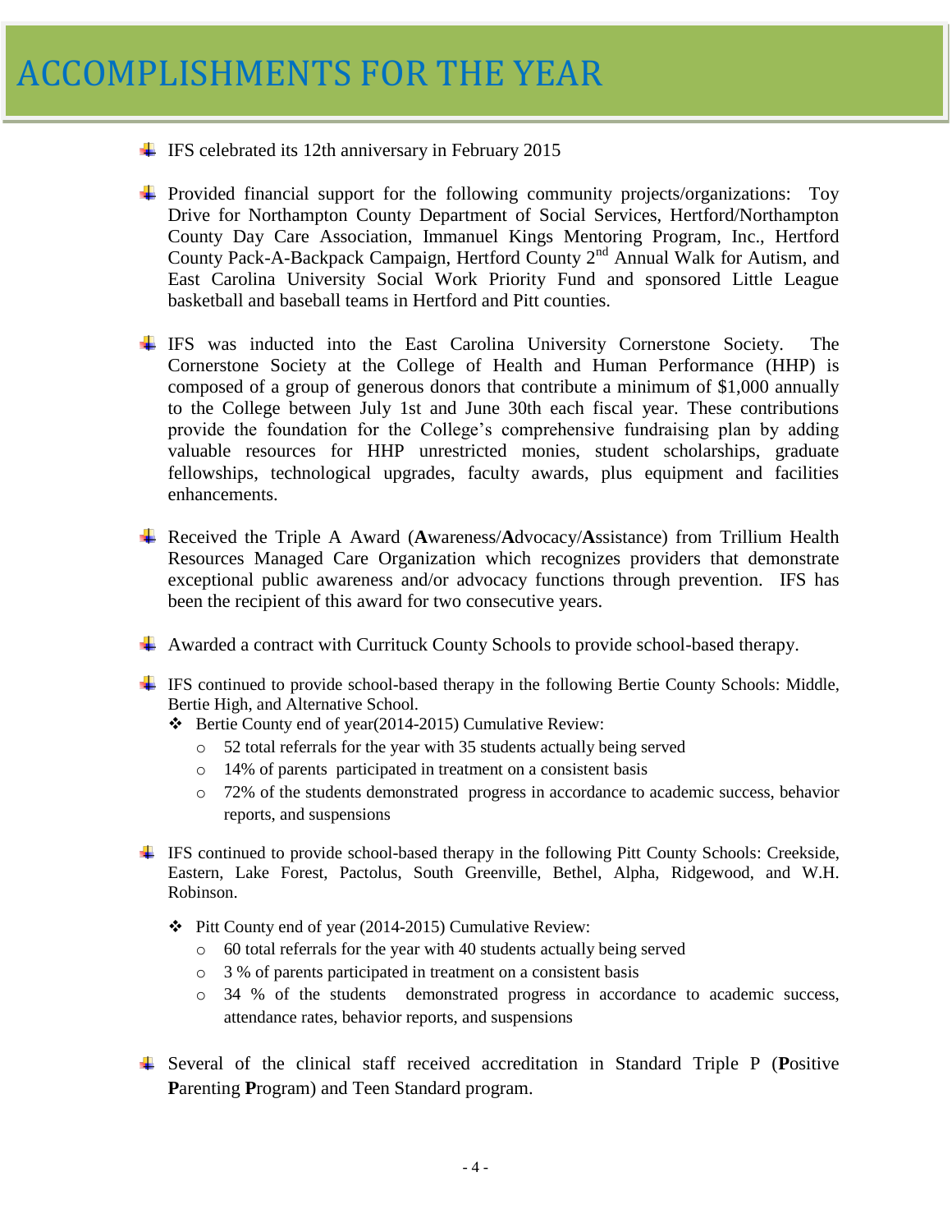# ACCOMPLISHMENTS FOR THE YEAR

- IFS celebrated its 12th anniversary in February 2015

- Provided financial support for the following community projects/organizations: Toy Drive for Northampton County Department of Social Services, Hertford/Northampton County Day Care Association, Immanuel Kings Mentoring Program, Inc., Hertford County Pack-A-Backpack Campaign, Hertford County 2nd Annual Walk for Autism, and East Carolina University Social Work Priority Fund and sponsored Little League basketball and baseball teams in Hertford and Pitt counties.

- IFS was inducted into the East Carolina University Cornerstone Society. The Cornerstone Society at the College of Health and Human Performance (HHP) is composed of a group of generous donors that contribute a minimum of $1,000 annually to the College between July 1st and June 30th each fiscal year. These contributions provide the foundation for the College's comprehensive fundraising plan by adding valuable resources for HHP unrestricted monies, student scholarships, graduate fellowships, technological upgrades, faculty awards, plus equipment and facilities enhancements.

- Received the Triple A Award (**A**wareness/**A**dvocacy/**A**ssistance) from Trillium Health Resources Managed Care Organization which recognizes providers that demonstrate exceptional public awareness and/or advocacy functions through prevention. IFS has been the recipient of this award for two consecutive years.

- Awarded a contract with Currituck County Schools to provide school-based therapy.

- IFS continued to provide school-based therapy in the following Bertie County Schools: Middle, Bertie High, and Alternative School.
  - Bertie County end of year(2014-2015) Cumulative Review:
    - 52 total referrals for the year with 35 students actually being served
    - 14% of parents participated in treatment on a consistent basis
    - 72% of the students demonstrated progress in accordance to academic success, behavior reports, and suspensions

- IFS continued to provide school-based therapy in the following Pitt County Schools: Creekside, Eastern, Lake Forest, Pactolus, South Greenville, Bethel, Alpha, Ridgewood, and W.H. Robinson.
  - Pitt County end of year (2014-2015) Cumulative Review:
    - 60 total referrals for the year with 40 students actually being served
    - 3 % of parents participated in treatment on a consistent basis
    - 34 % of the students demonstrated progress in accordance to academic success, attendance rates, behavior reports, and suspensions

- Several of the clinical staff received accreditation in Standard Triple P (**P**ositive **P**arenting **P**rogram) and Teen Standard program.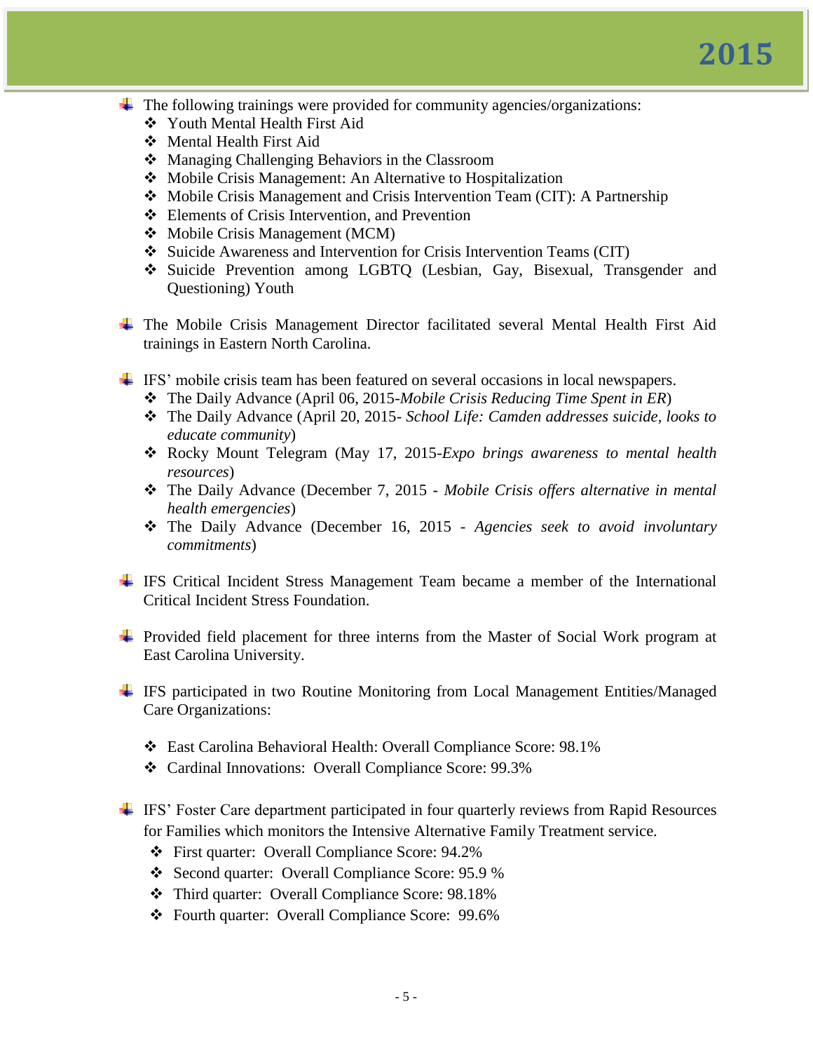- The following trainings were provided for community agencies/organizations:
  - Youth Mental Health First Aid
  - Mental Health First Aid
  - Managing Challenging Behaviors in the Classroom
  - Mobile Crisis Management: An Alternative to Hospitalization
  - Mobile Crisis Management and Crisis Intervention Team (CIT): A Partnership
  - Elements of Crisis Intervention, and Prevention
  - Mobile Crisis Management (MCM)
  - Suicide Awareness and Intervention for Crisis Intervention Teams (CIT)
  - Suicide Prevention among LGBTQ (Lesbian, Gay, Bisexual, Transgender and Questioning) Youth

- The Mobile Crisis Management Director facilitated several Mental Health First Aid trainings in Eastern North Carolina.

- IFS' mobile crisis team has been featured on several occasions in local newspapers.
  - The Daily Advance (April 06, 2015-*Mobile Crisis Reducing Time Spent in ER*)
  - The Daily Advance (April 20, 2015- *School Life: Camden addresses suicide, looks to educate community*)
  - Rocky Mount Telegram (May 17, 2015-*Expo brings awareness to mental health resources*)
  - The Daily Advance (December 7, 2015 - *Mobile Crisis offers alternative in mental health emergencies*)
  - The Daily Advance (December 16, 2015 - *Agencies seek to avoid involuntary commitments*)

- IFS Critical Incident Stress Management Team became a member of the International Critical Incident Stress Foundation.

- Provided field placement for three interns from the Master of Social Work program at East Carolina University.

- IFS participated in two Routine Monitoring from Local Management Entities/Managed Care Organizations:
  - East Carolina Behavioral Health: Overall Compliance Score: 98.1%
  - Cardinal Innovations: Overall Compliance Score: 99.3%

- IFS' Foster Care department participated in four quarterly reviews from Rapid Resources for Families which monitors the Intensive Alternative Family Treatment service.
  - First quarter: Overall Compliance Score: 94.2%
  - Second quarter: Overall Compliance Score: 95.9 %
  - Third quarter: Overall Compliance Score: 98.18%
  - Fourth quarter: Overall Compliance Score: 99.6%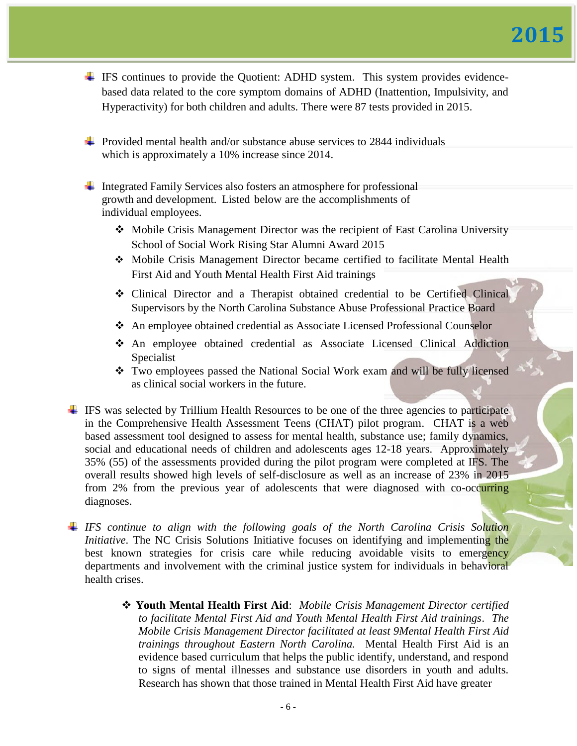- IFS continues to provide the Quotient: ADHD system. This system provides evidence-based data related to the core symptom domains of ADHD (Inattention, Impulsivity, and Hyperactivity) for both children and adults. There were 87 tests provided in 2015.

- Provided mental health and/or substance abuse services to 2844 individuals which is approximately a 10% increase since 2014.

- Integrated Family Services also fosters an atmosphere for professional growth and development. Listed below are the accomplishments of individual employees.
  - Mobile Crisis Management Director was the recipient of East Carolina University School of Social Work Rising Star Alumni Award 2015
  - Mobile Crisis Management Director became certified to facilitate Mental Health First Aid and Youth Mental Health First Aid trainings
  - Clinical Director and a Therapist obtained credential to be Certified Clinical Supervisors by the North Carolina Substance Abuse Professional Practice Board
  - An employee obtained credential as Associate Licensed Professional Counselor
  - An employee obtained credential as Associate Licensed Clinical Addiction Specialist
  - Two employees passed the National Social Work exam and will be fully licensed as clinical social workers in the future.

- IFS was selected by Trillium Health Resources to be one of the three agencies to participate in the Comprehensive Health Assessment Teens (CHAT) pilot program. CHAT is a web based assessment tool designed to assess for mental health, substance use; family dynamics, social and educational needs of children and adolescents ages 12-18 years. Approximately 35% (55) of the assessments provided during the pilot program were completed at IFS. The overall results showed high levels of self-disclosure as well as an increase of 23% in 2015 from 2% from the previous year of adolescents that were diagnosed with co-occurring diagnoses.

- *IFS continue to align with the following goals of the North Carolina Crisis Solution Initiative*. The NC Crisis Solutions Initiative focuses on identifying and implementing the best known strategies for crisis care while reducing avoidable visits to emergency departments and involvement with the criminal justice system for individuals in behavioral health crises.
  - **Youth Mental Health First Aid**: *Mobile Crisis Management Director certified to facilitate Mental First Aid and Youth Mental Health First Aid trainings*. *The Mobile Crisis Management Director facilitated at least 9Mental Health First Aid trainings throughout Eastern North Carolina.* Mental Health First Aid is an evidence based curriculum that helps the public identify, understand, and respond to signs of mental illnesses and substance use disorders in youth and adults. Research has shown that those trained in Mental Health First Aid have greater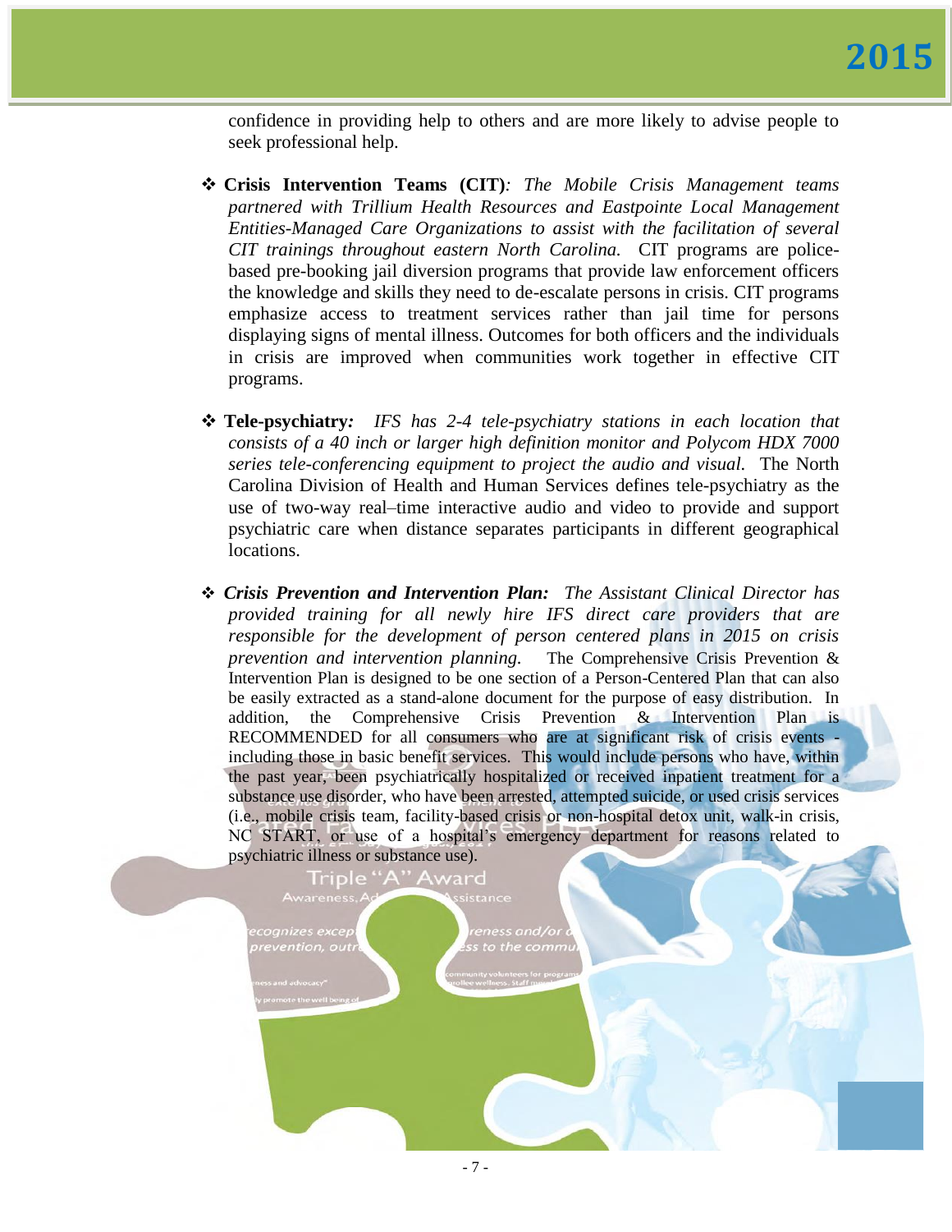confidence in providing help to others and are more likely to advise people to seek professional help.

- **Crisis Intervention Teams (CIT)**: *The Mobile Crisis Management teams partnered with Trillium Health Resources and Eastpointe Local Management Entities-Managed Care Organizations to assist with the facilitation of several CIT trainings throughout eastern North Carolina.* CIT programs are police-based pre-booking jail diversion programs that provide law enforcement officers the knowledge and skills they need to de-escalate persons in crisis. CIT programs emphasize access to treatment services rather than jail time for persons displaying signs of mental illness. Outcomes for both officers and the individuals in crisis are improved when communities work together in effective CIT programs.

- **Tele-psychiatry**: *IFS has 2-4 tele-psychiatry stations in each location that consists of a 40 inch or larger high definition monitor and Polycom HDX 7000 series tele-conferencing equipment to project the audio and visual.* The North Carolina Division of Health and Human Services defines tele-psychiatry as the use of two-way real–time interactive audio and video to provide and support psychiatric care when distance separates participants in different geographical locations.

- ***Crisis Prevention and Intervention Plan:*** *The Assistant Clinical Director has provided training for all newly hire IFS direct care providers that are responsible for the development of person centered plans in 2015 on crisis prevention and intervention planning.* The Comprehensive Crisis Prevention & Intervention Plan is designed to be one section of a Person-Centered Plan that can also be easily extracted as a stand-alone document for the purpose of easy distribution. In addition, the Comprehensive Crisis Prevention & Intervention Plan is RECOMMENDED for all consumers who are at significant risk of crisis events - including those in basic benefit services. This would include persons who have, within the past year, been psychiatrically hospitalized or received inpatient treatment for a substance use disorder, who have been arrested, attempted suicide, or used crisis services (i.e., mobile crisis team, facility-based crisis or non-hospital detox unit, walk-in crisis, NC START, or use of a hospital's emergency department for reasons related to psychiatric illness or substance use).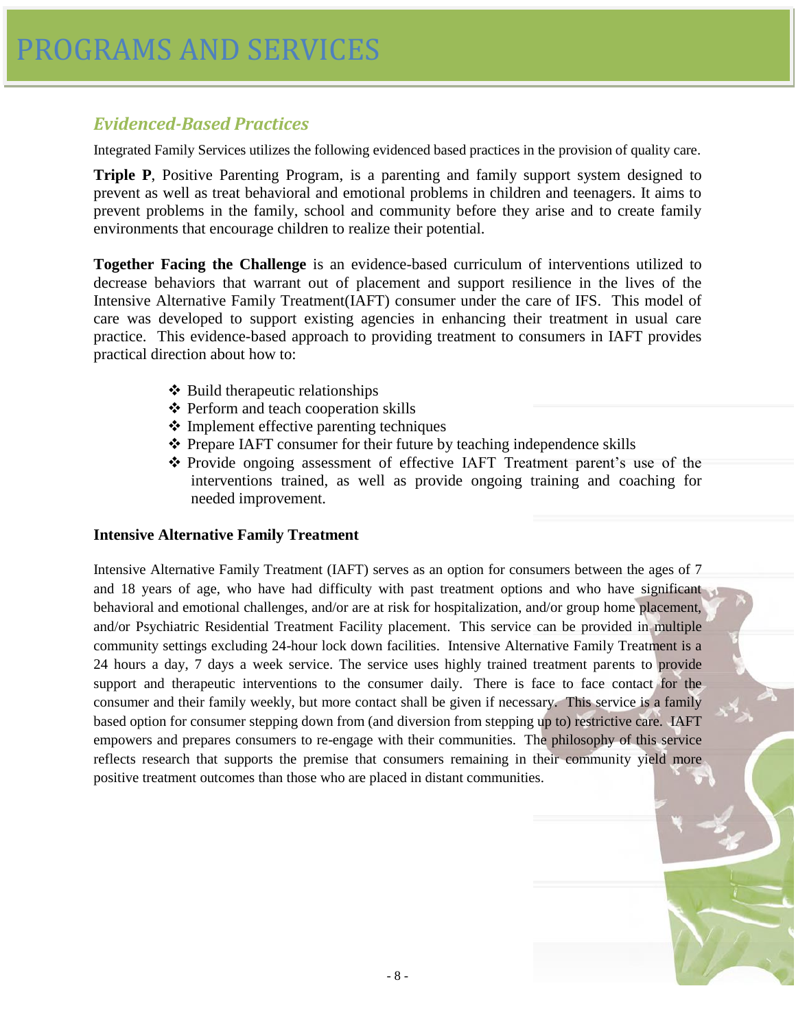# PROGRAMS AND SERVICES

## *Evidenced-Based Practices*

Integrated Family Services utilizes the following evidenced based practices in the provision of quality care.

**Triple P**, Positive Parenting Program, is a parenting and family support system designed to prevent as well as treat behavioral and emotional problems in children and teenagers. It aims to prevent problems in the family, school and community before they arise and to create family environments that encourage children to realize their potential.

**Together Facing the Challenge** is an evidence-based curriculum of interventions utilized to decrease behaviors that warrant out of placement and support resilience in the lives of the Intensive Alternative Family Treatment(IAFT) consumer under the care of IFS. This model of care was developed to support existing agencies in enhancing their treatment in usual care practice. This evidence-based approach to providing treatment to consumers in IAFT provides practical direction about how to:

- Build therapeutic relationships
- Perform and teach cooperation skills
- Implement effective parenting techniques
- Prepare IAFT consumer for their future by teaching independence skills
- Provide ongoing assessment of effective IAFT Treatment parent's use of the interventions trained, as well as provide ongoing training and coaching for needed improvement.

### Intensive Alternative Family Treatment

Intensive Alternative Family Treatment (IAFT) serves as an option for consumers between the ages of 7 and 18 years of age, who have had difficulty with past treatment options and who have significant behavioral and emotional challenges, and/or are at risk for hospitalization, and/or group home placement, and/or Psychiatric Residential Treatment Facility placement. This service can be provided in multiple community settings excluding 24-hour lock down facilities. Intensive Alternative Family Treatment is a 24 hours a day, 7 days a week service. The service uses highly trained treatment parents to provide support and therapeutic interventions to the consumer daily. There is face to face contact for the consumer and their family weekly, but more contact shall be given if necessary. This service is a family based option for consumer stepping down from (and diversion from stepping up to) restrictive care. IAFT empowers and prepares consumers to re-engage with their communities. The philosophy of this service reflects research that supports the premise that consumers remaining in their community yield more positive treatment outcomes than those who are placed in distant communities.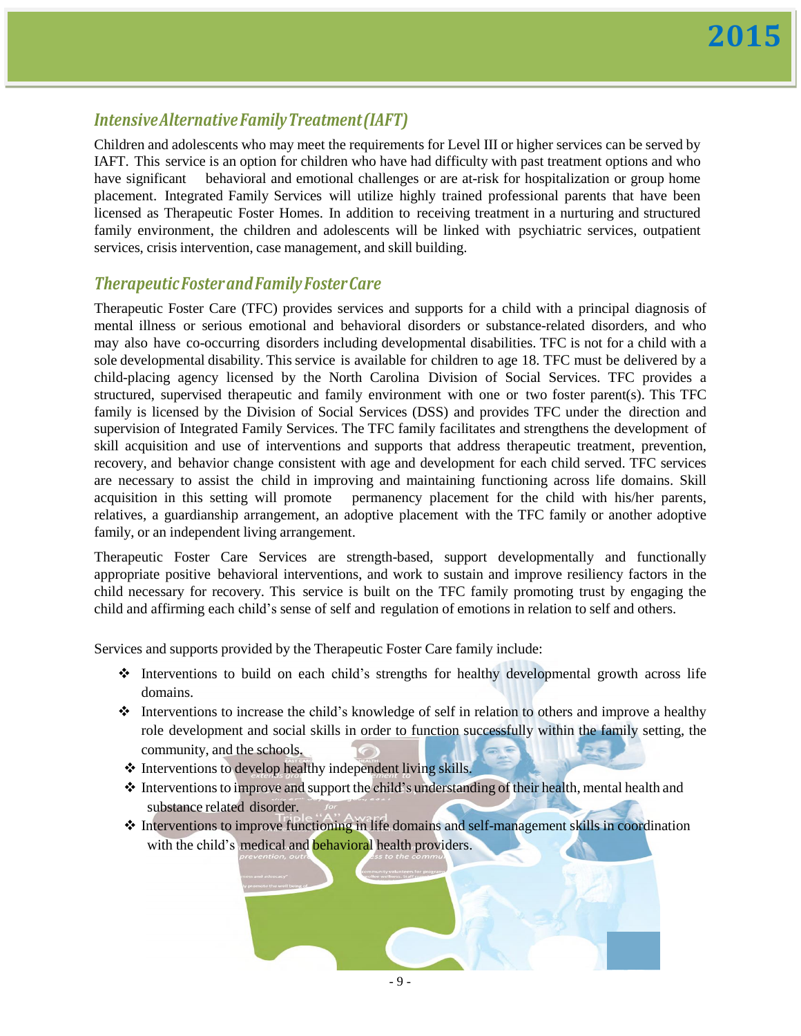## Intensive Alternative Family Treatment (IAFT)

Children and adolescents who may meet the requirements for Level III or higher services can be served by IAFT. This service is an option for children who have had difficulty with past treatment options and who have significant behavioral and emotional challenges or are at-risk for hospitalization or group home placement. Integrated Family Services will utilize highly trained professional parents that have been licensed as Therapeutic Foster Homes. In addition to receiving treatment in a nurturing and structured family environment, the children and adolescents will be linked with psychiatric services, outpatient services, crisis intervention, case management, and skill building.

## Therapeutic Foster and Family Foster Care

Therapeutic Foster Care (TFC) provides services and supports for a child with a principal diagnosis of mental illness or serious emotional and behavioral disorders or substance-related disorders, and who may also have co-occurring disorders including developmental disabilities. TFC is not for a child with a sole developmental disability. This service is available for children to age 18. TFC must be delivered by a child-placing agency licensed by the North Carolina Division of Social Services. TFC provides a structured, supervised therapeutic and family environment with one or two foster parent(s). This TFC family is licensed by the Division of Social Services (DSS) and provides TFC under the direction and supervision of Integrated Family Services. The TFC family facilitates and strengthens the development of skill acquisition and use of interventions and supports that address therapeutic treatment, prevention, recovery, and behavior change consistent with age and development for each child served. TFC services are necessary to assist the child in improving and maintaining functioning across life domains. Skill acquisition in this setting will promote permanency placement for the child with his/her parents, relatives, a guardianship arrangement, an adoptive placement with the TFC family or another adoptive family, or an independent living arrangement.

Therapeutic Foster Care Services are strength-based, support developmentally and functionally appropriate positive behavioral interventions, and work to sustain and improve resiliency factors in the child necessary for recovery. This service is built on the TFC family promoting trust by engaging the child and affirming each child's sense of self and regulation of emotions in relation to self and others.

Services and supports provided by the Therapeutic Foster Care family include:

- Interventions to build on each child's strengths for healthy developmental growth across life domains.
- Interventions to increase the child's knowledge of self in relation to others and improve a healthy role development and social skills in order to function successfully within the family setting, the community, and the schools.
- Interventions to develop healthy independent living skills.
- Interventions to improve and support the child's understanding of their health, mental health and substance related disorder.
- Interventions to improve functioning in life domains and self-management skills in coordination with the child's medical and behavioral health providers.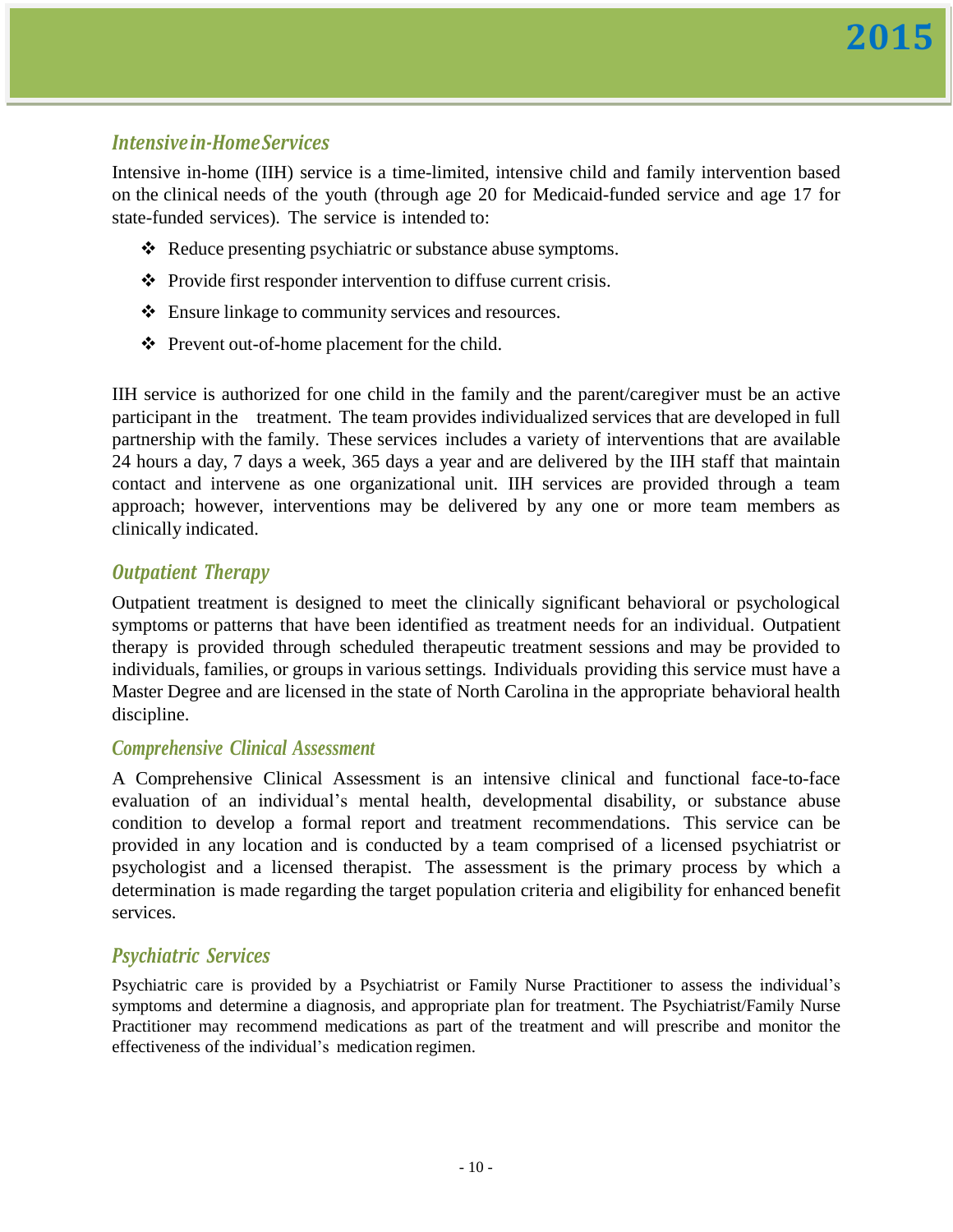## *Intensive in-Home Services*

Intensive in-home (IIH) service is a time-limited, intensive child and family intervention based on the clinical needs of the youth (through age 20 for Medicaid-funded service and age 17 for state-funded services). The service is intended to:

- Reduce presenting psychiatric or substance abuse symptoms.
- Provide first responder intervention to diffuse current crisis.
- Ensure linkage to community services and resources.
- Prevent out-of-home placement for the child.

IIH service is authorized for one child in the family and the parent/caregiver must be an active participant in the treatment. The team provides individualized services that are developed in full partnership with the family. These services includes a variety of interventions that are available 24 hours a day, 7 days a week, 365 days a year and are delivered by the IIH staff that maintain contact and intervene as one organizational unit. IIH services are provided through a team approach; however, interventions may be delivered by any one or more team members as clinically indicated.

## *Outpatient Therapy*

Outpatient treatment is designed to meet the clinically significant behavioral or psychological symptoms or patterns that have been identified as treatment needs for an individual. Outpatient therapy is provided through scheduled therapeutic treatment sessions and may be provided to individuals, families, or groups in various settings. Individuals providing this service must have a Master Degree and are licensed in the state of North Carolina in the appropriate behavioral health discipline.

## *Comprehensive Clinical Assessment*

A Comprehensive Clinical Assessment is an intensive clinical and functional face-to-face evaluation of an individual's mental health, developmental disability, or substance abuse condition to develop a formal report and treatment recommendations. This service can be provided in any location and is conducted by a team comprised of a licensed psychiatrist or psychologist and a licensed therapist. The assessment is the primary process by which a determination is made regarding the target population criteria and eligibility for enhanced benefit services.

## *Psychiatric Services*

Psychiatric care is provided by a Psychiatrist or Family Nurse Practitioner to assess the individual's symptoms and determine a diagnosis, and appropriate plan for treatment. The Psychiatrist/Family Nurse Practitioner may recommend medications as part of the treatment and will prescribe and monitor the effectiveness of the individual's medication regimen.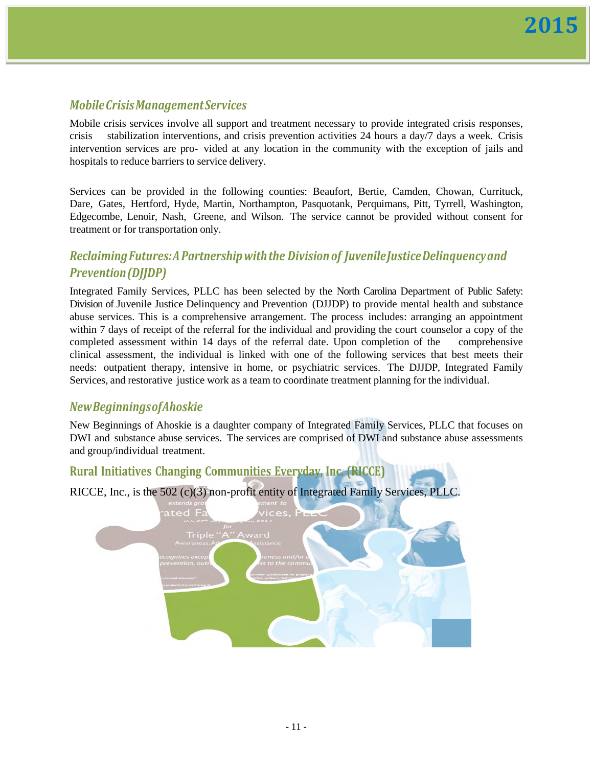## Mobile Crisis Management Services

Mobile crisis services involve all support and treatment necessary to provide integrated crisis responses, crisis stabilization interventions, and crisis prevention activities 24 hours a day/7 days a week. Crisis intervention services are pro- vided at any location in the community with the exception of jails and hospitals to reduce barriers to service delivery.

Services can be provided in the following counties: Beaufort, Bertie, Camden, Chowan, Currituck, Dare, Gates, Hertford, Hyde, Martin, Northampton, Pasquotank, Perquimans, Pitt, Tyrrell, Washington, Edgecombe, Lenoir, Nash, Greene, and Wilson. The service cannot be provided without consent for treatment or for transportation only.

## Reclaiming Futures: A Partnership with the Division of Juvenile Justice Delinquency and Prevention (DJJDP)

Integrated Family Services, PLLC has been selected by the North Carolina Department of Public Safety: Division of Juvenile Justice Delinquency and Prevention (DJJDP) to provide mental health and substance abuse services. This is a comprehensive arrangement. The process includes: arranging an appointment within 7 days of receipt of the referral for the individual and providing the court counselor a copy of the completed assessment within 14 days of the referral date. Upon completion of the comprehensive clinical assessment, the individual is linked with one of the following services that best meets their needs: outpatient therapy, intensive in home, or psychiatric services. The DJJDP, Integrated Family Services, and restorative justice work as a team to coordinate treatment planning for the individual.

## New Beginnings of Ahoskie

New Beginnings of Ahoskie is a daughter company of Integrated Family Services, PLLC that focuses on DWI and substance abuse services. The services are comprised of DWI and substance abuse assessments and group/individual treatment.

## Rural Initiatives Changing Communities Everyday, Inc. (RICCE)

RICCE, Inc., is the 502 (c)(3) non-profit entity of Integrated Family Services, PLLC.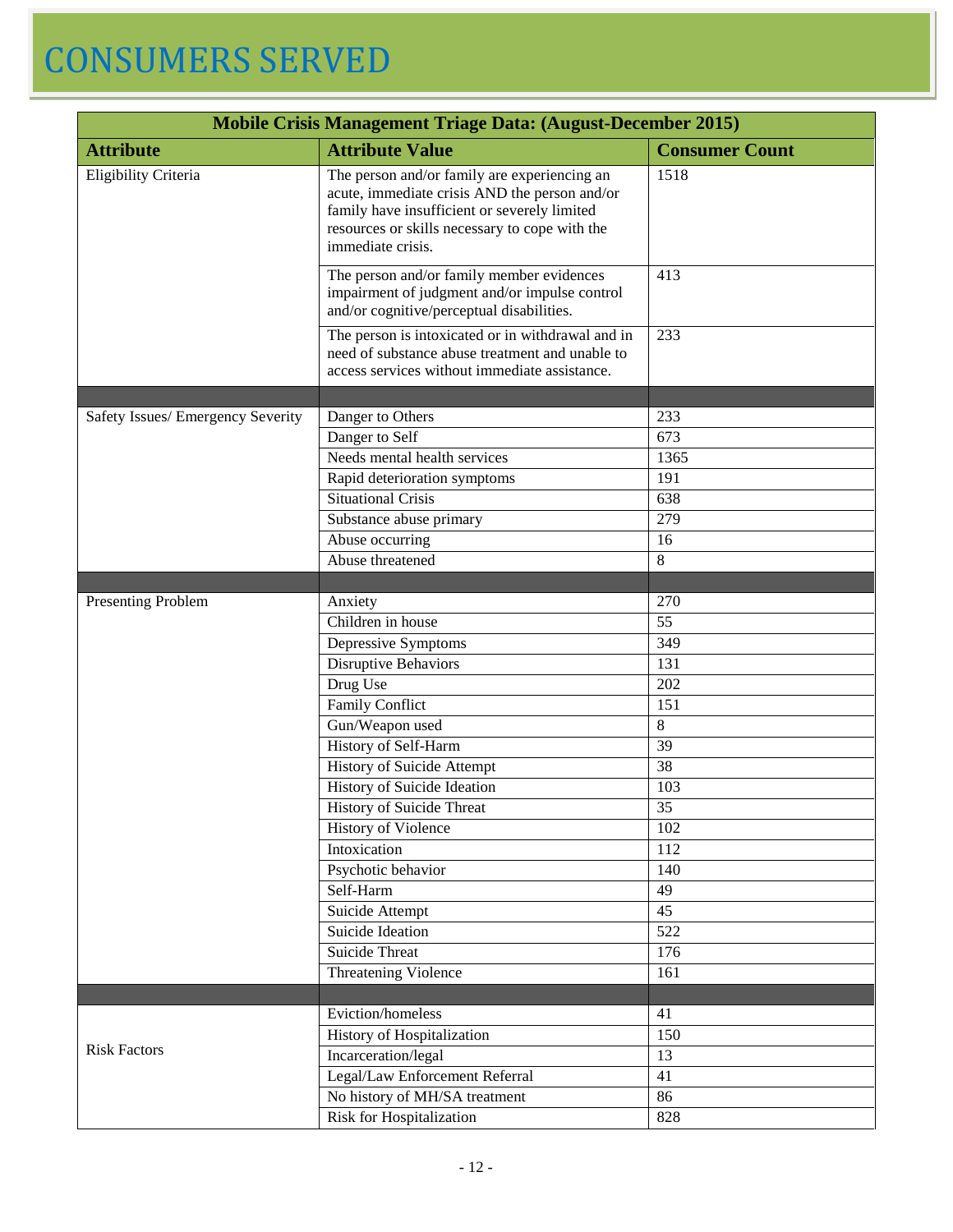# CONSUMERS SERVED

| Mobile Crisis Management Triage Data: (August-December 2015) | | |
|---|---|---|
| **Attribute** | **Attribute Value** | **Consumer Count** |
| Eligibility Criteria | The person and/or family are experiencing an acute, immediate crisis AND the person and/or family have insufficient or severely limited resources or skills necessary to cope with the immediate crisis. | 1518 |
| | The person and/or family member evidences impairment of judgment and/or impulse control and/or cognitive/perceptual disabilities. | 413 |
| | The person is intoxicated or in withdrawal and in need of substance abuse treatment and unable to access services without immediate assistance. | 233 |
| | | |
| Safety Issues/ Emergency Severity | Danger to Others | 233 |
| | Danger to Self | 673 |
| | Needs mental health services | 1365 |
| | Rapid deterioration symptoms | 191 |
| | Situational Crisis | 638 |
| | Substance abuse primary | 279 |
| | Abuse occurring | 16 |
| | Abuse threatened | 8 |
| | | |
| Presenting Problem | Anxiety | 270 |
| | Children in house | 55 |
| | Depressive Symptoms | 349 |
| | Disruptive Behaviors | 131 |
| | Drug Use | 202 |
| | Family Conflict | 151 |
| | Gun/Weapon used | 8 |
| | History of Self-Harm | 39 |
| | History of Suicide Attempt | 38 |
| | History of Suicide Ideation | 103 |
| | History of Suicide Threat | 35 |
| | History of Violence | 102 |
| | Intoxication | 112 |
| | Psychotic behavior | 140 |
| | Self-Harm | 49 |
| | Suicide Attempt | 45 |
| | Suicide Ideation | 522 |
| | Suicide Threat | 176 |
| | Threatening Violence | 161 |
| | | |
| Risk Factors | Eviction/homeless | 41 |
| | History of Hospitalization | 150 |
| | Incarceration/legal | 13 |
| | Legal/Law Enforcement Referral | 41 |
| | No history of MH/SA treatment | 86 |
| | Risk for Hospitalization | 828 |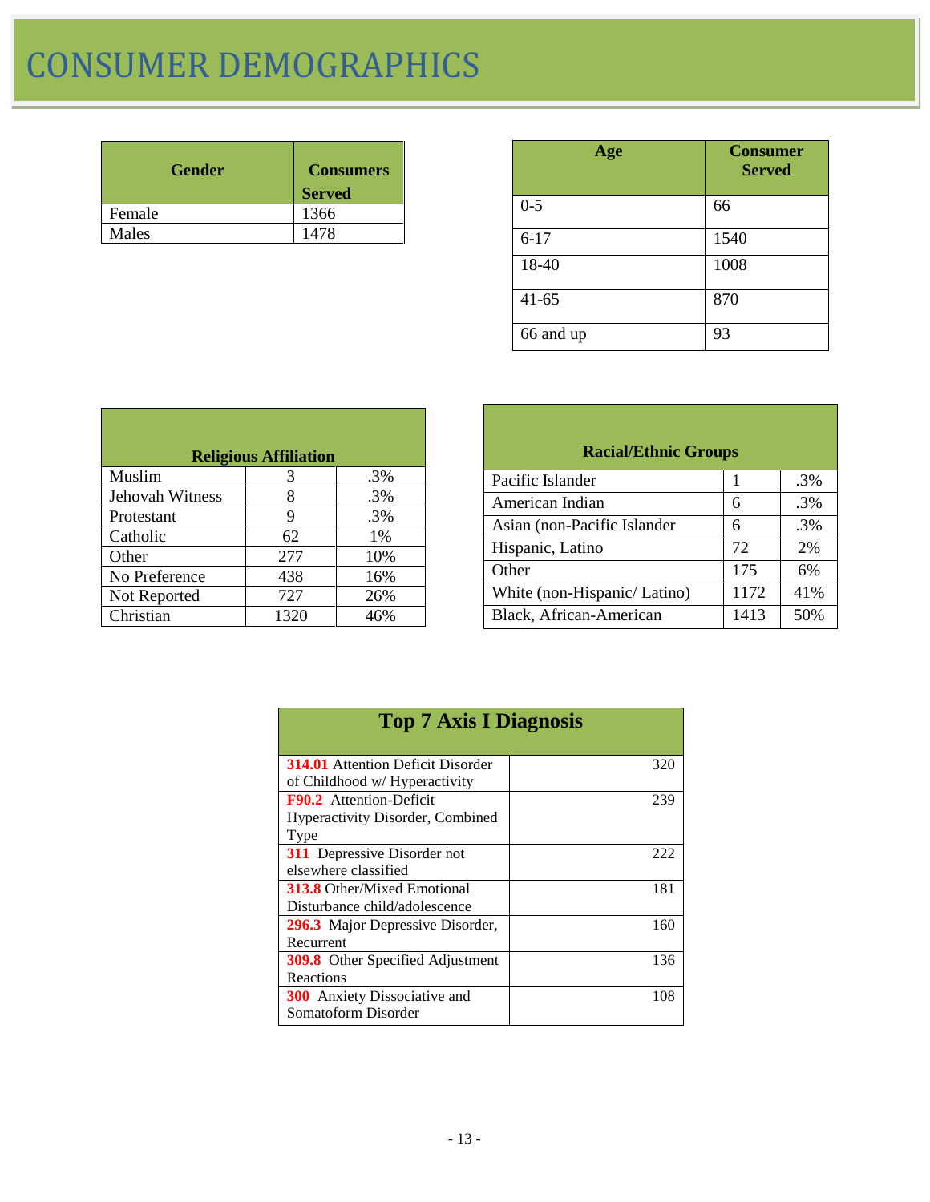# CONSUMER DEMOGRAPHICS

| Gender | Consumers Served |
|---|---|
| Female | 1366 |
| Males | 1478 |

| Age | Consumer Served |
|---|---|
| 0-5 | 66 |
| 6-17 | 1540 |
| 18-40 | 1008 |
| 41-65 | 870 |
| 66 and up | 93 |

| Religious Affiliation | | |
|---|---|---|
| Muslim | 3 | .3% |
| Jehovah Witness | 8 | .3% |
| Protestant | 9 | .3% |
| Catholic | 62 | 1% |
| Other | 277 | 10% |
| No Preference | 438 | 16% |
| Not Reported | 727 | 26% |
| Christian | 1320 | 46% |

| Racial/Ethnic Groups | | |
|---|---|---|
| Pacific Islander | 1 | .3% |
| American Indian | 6 | .3% |
| Asian (non-Pacific Islander | 6 | .3% |
| Hispanic, Latino | 72 | 2% |
| Other | 175 | 6% |
| White (non-Hispanic/ Latino) | 1172 | 41% |
| Black, African-American | 1413 | 50% |

| Top 7 Axis I Diagnosis | |
|---|---|
| **314.01** Attention Deficit Disorder of Childhood w/ Hyperactivity | 320 |
| **F90.2** Attention-Deficit Hyperactivity Disorder, Combined Type | 239 |
| **311** Depressive Disorder not elsewhere classified | 222 |
| **313.8** Other/Mixed Emotional Disturbance child/adolescence | 181 |
| **296.3** Major Depressive Disorder, Recurrent | 160 |
| **309.8** Other Specified Adjustment Reactions | 136 |
| **300** Anxiety Dissociative and Somatoform Disorder | 108 |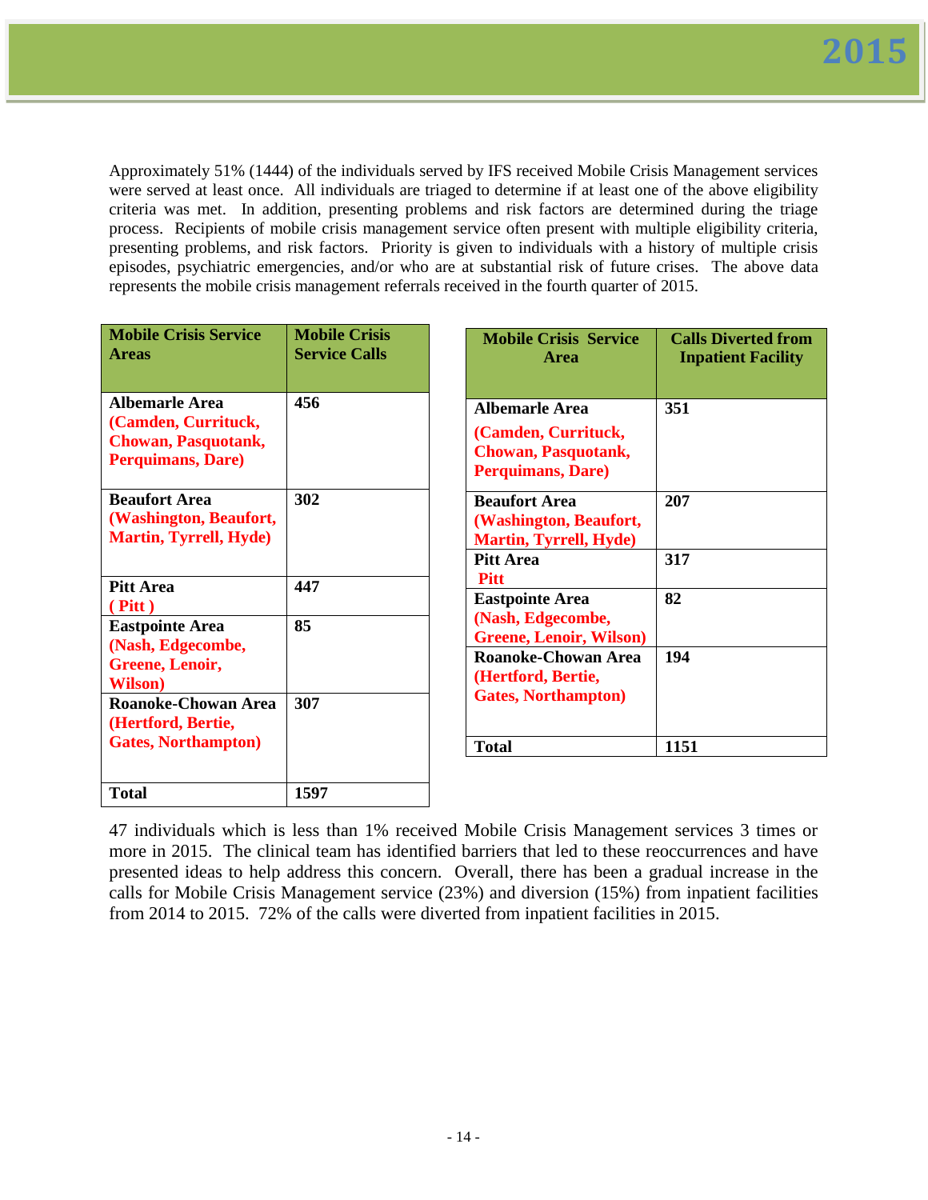Approximately 51% (1444) of the individuals served by IFS received Mobile Crisis Management services were served at least once. All individuals are triaged to determine if at least one of the above eligibility criteria was met. In addition, presenting problems and risk factors are determined during the triage process. Recipients of mobile crisis management service often present with multiple eligibility criteria, presenting problems, and risk factors. Priority is given to individuals with a history of multiple crisis episodes, psychiatric emergencies, and/or who are at substantial risk of future crises. The above data represents the mobile crisis management referrals received in the fourth quarter of 2015.

| Mobile Crisis Service Areas | Mobile Crisis Service Calls |
|---|---|
| **Albemarle Area** (Camden, Currituck, Chowan, Pasquotank, Perquimans, Dare) | 456 |
| **Beaufort Area** (Washington, Beaufort, Martin, Tyrrell, Hyde) | 302 |
| **Pitt Area** ( Pitt ) | 447 |
| **Eastpointe Area** (Nash, Edgecombe, Greene, Lenoir, Wilson) | 85 |
| **Roanoke-Chowan Area** (Hertford, Bertie, Gates, Northampton) | 307 |
| **Total** | **1597** |

| Mobile Crisis Service Area | Calls Diverted from Inpatient Facility |
|---|---|
| **Albemarle Area** (Camden, Currituck, Chowan, Pasquotank, Perquimans, Dare) | 351 |
| **Beaufort Area** (Washington, Beaufort, Martin, Tyrrell, Hyde) | 207 |
| **Pitt Area** Pitt | 317 |
| **Eastpointe Area** (Nash, Edgecombe, Greene, Lenoir, Wilson) | 82 |
| **Roanoke-Chowan Area** (Hertford, Bertie, Gates, Northampton) | 194 |
| **Total** | **1151** |

47 individuals which is less than 1% received Mobile Crisis Management services 3 times or more in 2015. The clinical team has identified barriers that led to these reoccurrences and have presented ideas to help address this concern. Overall, there has been a gradual increase in the calls for Mobile Crisis Management service (23%) and diversion (15%) from inpatient facilities from 2014 to 2015. 72% of the calls were diverted from inpatient facilities in 2015.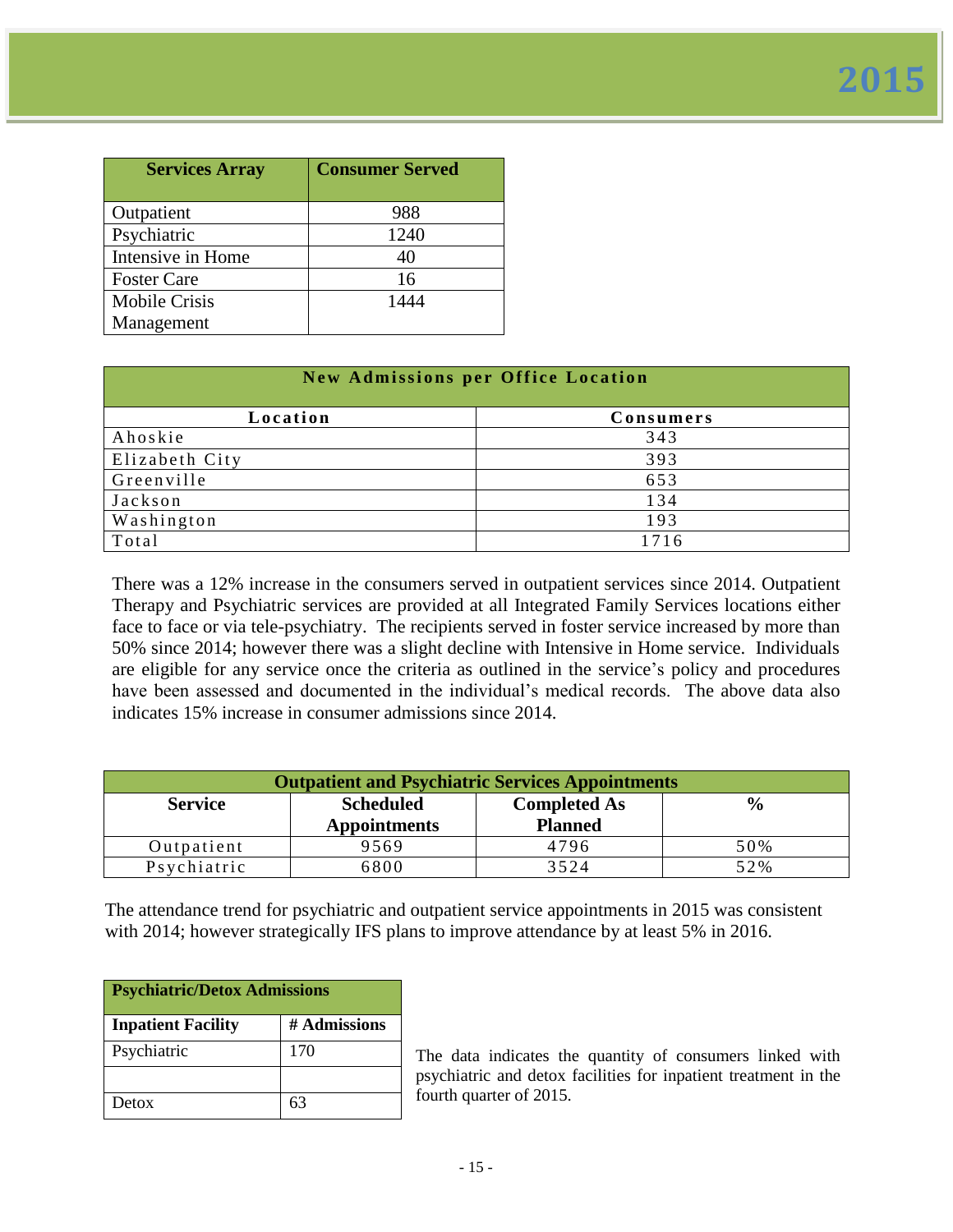# 2015

| Services Array | Consumer Served |
|---|---|
| Outpatient | 988 |
| Psychiatric | 1240 |
| Intensive in Home | 40 |
| Foster Care | 16 |
| Mobile Crisis Management | 1444 |

| New Admissions per Office Location | |
|---|---|
| **Location** | **Consumers** |
| Ahoskie | 343 |
| Elizabeth City | 393 |
| Greenville | 653 |
| Jackson | 134 |
| Washington | 193 |
| Total | 1716 |

There was a 12% increase in the consumers served in outpatient services since 2014. Outpatient Therapy and Psychiatric services are provided at all Integrated Family Services locations either face to face or via tele-psychiatry. The recipients served in foster service increased by more than 50% since 2014; however there was a slight decline with Intensive in Home service. Individuals are eligible for any service once the criteria as outlined in the service's policy and procedures have been assessed and documented in the individual's medical records. The above data also indicates 15% increase in consumer admissions since 2014.

| Outpatient and Psychiatric Services Appointments | | | |
|---|---|---|---|
| **Service** | **Scheduled Appointments** | **Completed As Planned** | **%** |
| Outpatient | 9569 | 4796 | 50% |
| Psychiatric | 6800 | 3524 | 52% |

The attendance trend for psychiatric and outpatient service appointments in 2015 was consistent with 2014; however strategically IFS plans to improve attendance by at least 5% in 2016.

| Psychiatric/Detox Admissions | |
|---|---|
| **Inpatient Facility** | **# Admissions** |
| Psychiatric | 170 |
| | |
| Detox | 63 |

The data indicates the quantity of consumers linked with psychiatric and detox facilities for inpatient treatment in the fourth quarter of 2015.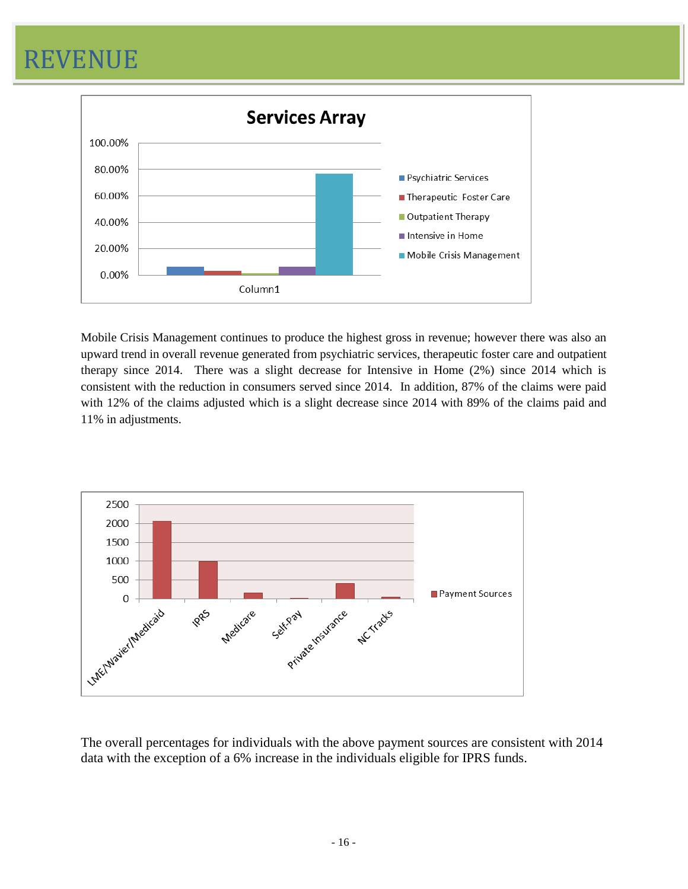# REVENUE

Mobile Crisis Management continues to produce the highest gross in revenue; however there was also an upward trend in overall revenue generated from psychiatric services, therapeutic foster care and outpatient therapy since 2014. There was a slight decrease for Intensive in Home (2%) since 2014 which is consistent with the reduction in consumers served since 2014. In addition, 87% of the claims were paid with 12% of the claims adjusted which is a slight decrease since 2014 with 89% of the claims paid and 11% in adjustments.

The overall percentages for individuals with the above payment sources are consistent with 2014 data with the exception of a 6% increase in the individuals eligible for IPRS funds.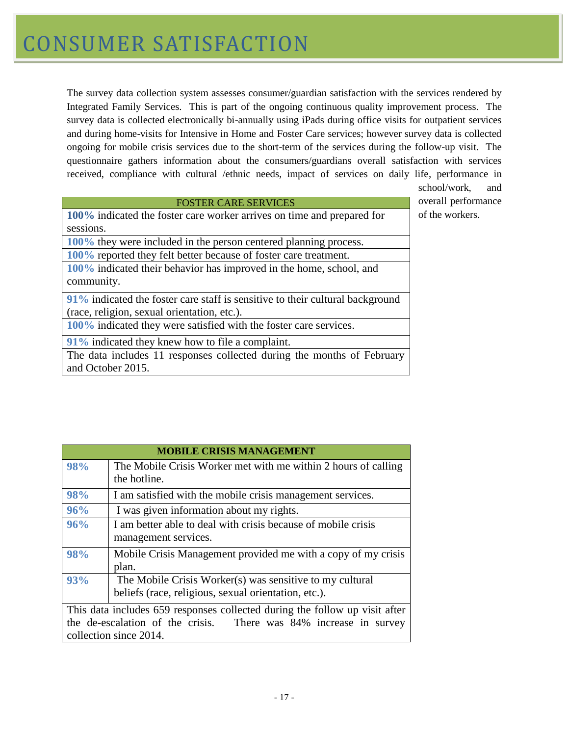# CONSUMER SATISFACTION

The survey data collection system assesses consumer/guardian satisfaction with the services rendered by Integrated Family Services. This is part of the ongoing continuous quality improvement process. The survey data is collected electronically bi-annually using iPads during office visits for outpatient services and during home-visits for Intensive in Home and Foster Care services; however survey data is collected ongoing for mobile crisis services due to the short-term of the services during the follow-up visit. The questionnaire gathers information about the consumers/guardians overall satisfaction with services received, compliance with cultural /ethnic needs, impact of services on daily life, performance in school/work, and overall performance of the workers.

| FOSTER CARE SERVICES |
|---|
| **100%** indicated the foster care worker arrives on time and prepared for sessions. |
| **100%** they were included in the person centered planning process. |
| **100%** reported they felt better because of foster care treatment. |
| **100%** indicated their behavior has improved in the home, school, and community. |
| **91%** indicated the foster care staff is sensitive to their cultural background (race, religion, sexual orientation, etc.). |
| **100%** indicated they were satisfied with the foster care services. |
| **91%** indicated they knew how to file a complaint. |
| The data includes 11 responses collected during the months of February and October 2015. |

| MOBILE CRISIS MANAGEMENT | |
|---|---|
| **98%** | The Mobile Crisis Worker met with me within 2 hours of calling the hotline. |
| **98%** | I am satisfied with the mobile crisis management services. |
| **96%** | I was given information about my rights. |
| **96%** | I am better able to deal with crisis because of mobile crisis management services. |
| **98%** | Mobile Crisis Management provided me with a copy of my crisis plan. |
| **93%** | The Mobile Crisis Worker(s) was sensitive to my cultural beliefs (race, religious, sexual orientation, etc.). |
| This data includes 659 responses collected during the follow up visit after the de-escalation of the crisis. There was 84% increase in survey collection since 2014. | |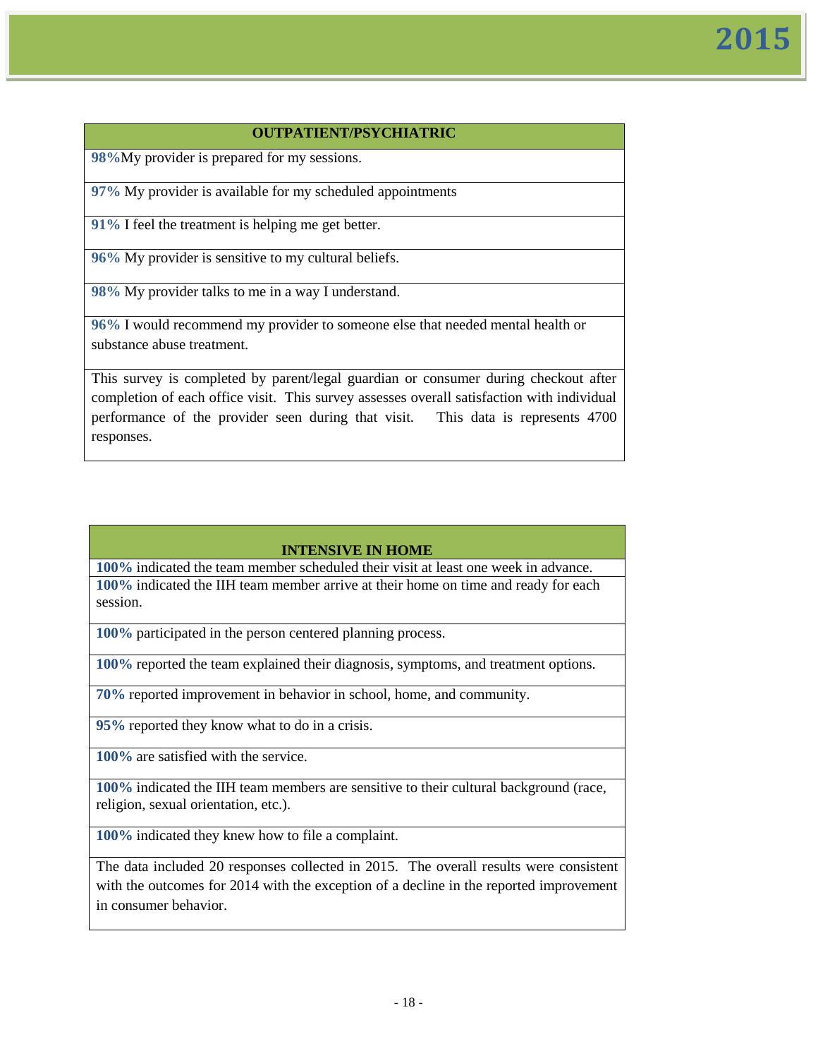| OUTPATIENT/PSYCHIATRIC |
|---|
| **98%**My provider is prepared for my sessions. |
| **97%** My provider is available for my scheduled appointments |
| **91%** I feel the treatment is helping me get better. |
| **96%** My provider is sensitive to my cultural beliefs. |
| **98%** My provider talks to me in a way I understand. |
| **96%** I would recommend my provider to someone else that needed mental health or substance abuse treatment. |
| This survey is completed by parent/legal guardian or consumer during checkout after completion of each office visit. This survey assesses overall satisfaction with individual performance of the provider seen during that visit. This data is represents 4700 responses. |

| INTENSIVE IN HOME |
|---|
| **100%** indicated the team member scheduled their visit at least one week in advance. |
| **100%** indicated the IIH team member arrive at their home on time and ready for each session. |
| **100%** participated in the person centered planning process. |
| **100%** reported the team explained their diagnosis, symptoms, and treatment options. |
| **70%** reported improvement in behavior in school, home, and community. |
| **95%** reported they know what to do in a crisis. |
| **100%** are satisfied with the service. |
| **100%** indicated the IIH team members are sensitive to their cultural background (race, religion, sexual orientation, etc.). |
| **100%** indicated they knew how to file a complaint. |
| The data included 20 responses collected in 2015. The overall results were consistent with the outcomes for 2014 with the exception of a decline in the reported improvement in consumer behavior. |